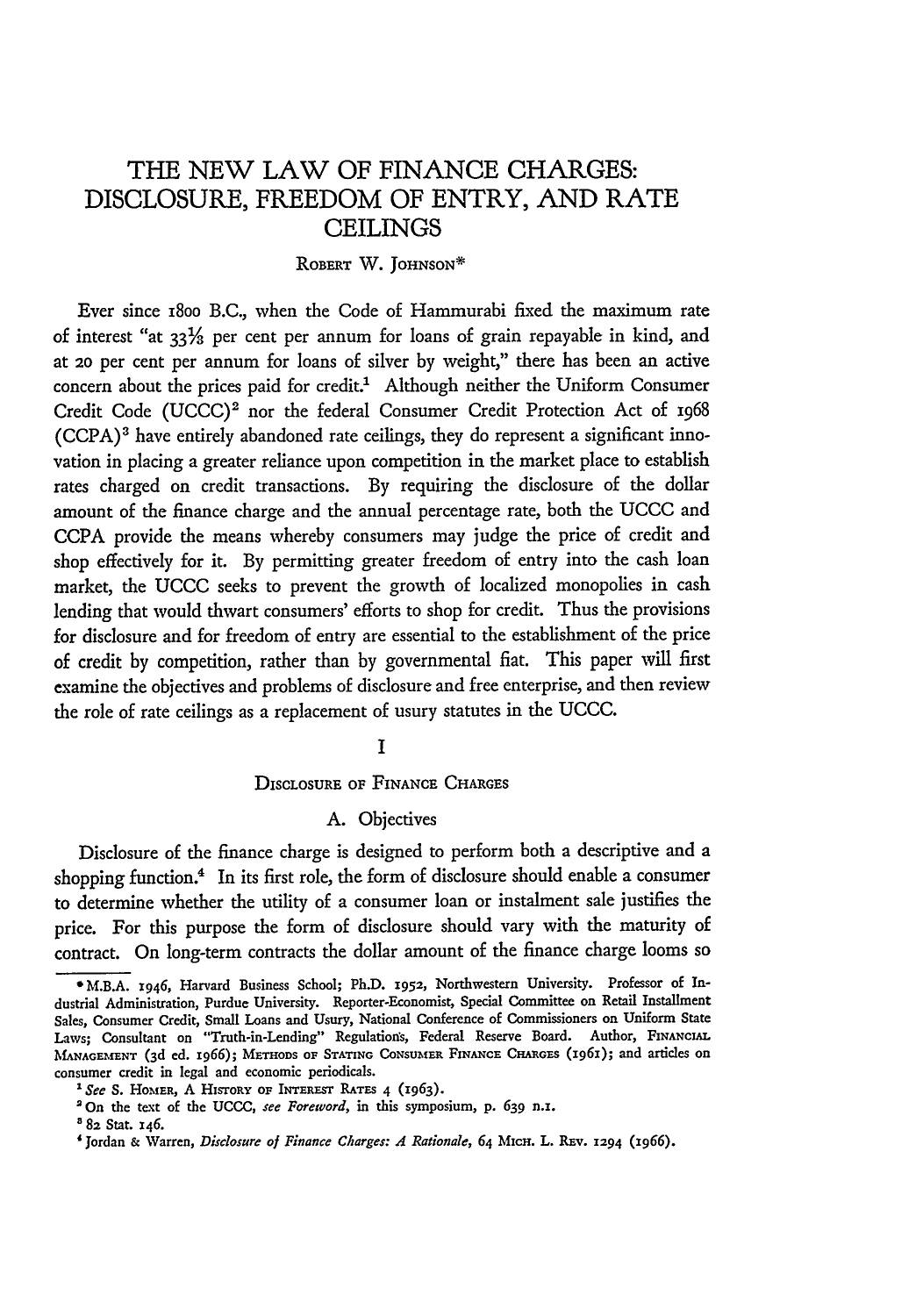# THE NEW LAW OF FINANCE CHARGES: DISCLOSURE, FREEDOM OF ENTRY, AND RATE CEILINGS

ROBERT W. JOHNSON*

Ever since 1800 B.C., when the Code of Hammurabi fixed the maximum rate of interest "at 33⅓ per cent per annum for loans of grain repayable in kind, and at 20 per cent per annum for loans of silver by weight," there has been an active concern about the prices paid for credit.[1] Although neither the Uniform Consumer Credit Code (UCCC)[2] nor the federal Consumer Credit Protection Act of 1968 (CCPA)[3] have entirely abandoned rate ceilings, they do represent a significant innovation in placing a greater reliance upon competition in the market place to establish rates charged on credit transactions. By requiring the disclosure of the dollar amount of the finance charge and the annual percentage rate, both the UCCC and CCPA provide the means whereby consumers may judge the price of credit and shop effectively for it. By permitting greater freedom of entry into the cash loan market, the UCCC seeks to prevent the growth of localized monopolies in cash lending that would thwart consumers' efforts to shop for credit. Thus the provisions for disclosure and for freedom of entry are essential to the establishment of the price of credit by competition, rather than by governmental fiat. This paper will first examine the objectives and problems of disclosure and free enterprise, and then review the role of rate ceilings as a replacement of usury statutes in the UCCC.

## I

### DISCLOSURE OF FINANCE CHARGES

#### A. Objectives

Disclosure of the finance charge is designed to perform both a descriptive and a shopping function.[4] In its first role, the form of disclosure should enable a consumer to determine whether the utility of a consumer loan or instalment sale justifies the price. For this purpose the form of disclosure should vary with the maturity of contract. On long-term contracts the dollar amount of the finance charge looms so

---

* M.B.A. 1946, Harvard Business School; Ph.D. 1952, Northwestern University. Professor of Industrial Administration, Purdue University. Reporter-Economist, Special Committee on Retail Installment Sales, Consumer Credit, Small Loans and Usury, National Conference of Commissioners on Uniform State Laws; Consultant on "Truth-in-Lending" Regulations, Federal Reserve Board. Author, FINANCIAL MANAGEMENT (3d ed. 1966); METHODS OF STATING CONSUMER FINANCE CHARGES (1961); and articles on consumer credit in legal and economic periodicals.

[1] *See* S. HOMER, A HISTORY OF INTEREST RATES 4 (1963).

[2] On the text of the UCCC, *see Foreword*, in this symposium, p. 639 n.1.

[3] 82 Stat. 146.

[4] Jordan & Warren, *Disclosure of Finance Charges: A Rationale*, 64 MICH. L. REV. 1294 (1966).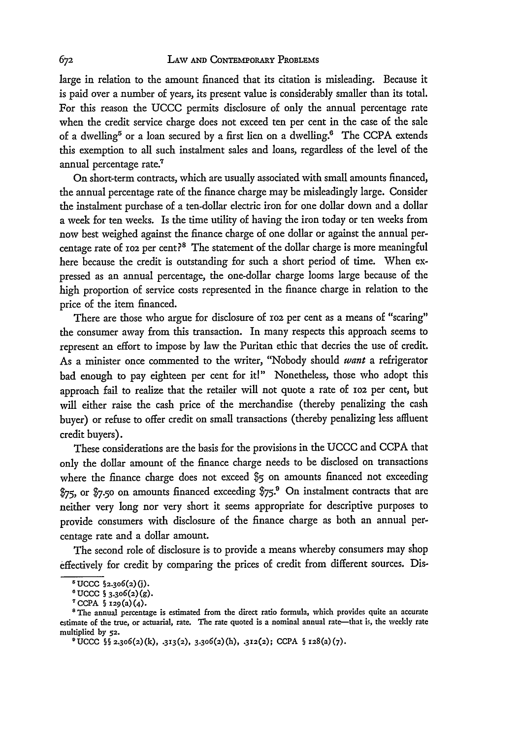large in relation to the amount financed that its citation is misleading. Because it is paid over a number of years, its present value is considerably smaller than its total. For this reason the UCCC permits disclosure of only the annual percentage rate when the credit service charge does not exceed ten per cent in the case of the sale of a dwelling[5] or a loan secured by a first lien on a dwelling.[6] The CCPA extends this exemption to all such instalment sales and loans, regardless of the level of the annual percentage rate.[7]

On short-term contracts, which are usually associated with small amounts financed, the annual percentage rate of the finance charge may be misleadingly large. Consider the instalment purchase of a ten-dollar electric iron for one dollar down and a dollar a week for ten weeks. Is the time utility of having the iron today or ten weeks from now best weighed against the finance charge of one dollar or against the annual percentage rate of 102 per cent?[8] The statement of the dollar charge is more meaningful here because the credit is outstanding for such a short period of time. When expressed as an annual percentage, the one-dollar charge looms large because of the high proportion of service costs represented in the finance charge in relation to the price of the item financed.

There are those who argue for disclosure of 102 per cent as a means of "scaring" the consumer away from this transaction. In many respects this approach seems to represent an effort to impose by law the Puritan ethic that decries the use of credit. As a minister once commented to the writer, "Nobody should *want* a refrigerator bad enough to pay eighteen per cent for it!" Nonetheless, those who adopt this approach fail to realize that the retailer will not quote a rate of 102 per cent, but will either raise the cash price of the merchandise (thereby penalizing the cash buyer) or refuse to offer credit on small transactions (thereby penalizing less affluent credit buyers).

These considerations are the basis for the provisions in the UCCC and CCPA that only the dollar amount of the finance charge needs to be disclosed on transactions where the finance charge does not exceed $5 on amounts financed not exceeding $75, or $7.50 on amounts financed exceeding $75.[9] On instalment contracts that are neither very long nor very short it seems appropriate for descriptive purposes to provide consumers with disclosure of the finance charge as both an annual percentage rate and a dollar amount.

The second role of disclosure is to provide a means whereby consumers may shop effectively for credit by comparing the prices of credit from different sources. Dis-

---

[5] UCCC §2.306(2)(j).

[6] UCCC § 3.306(2)(g).

[7] CCPA § 129(a)(4).

[8] The annual percentage is estimated from the direct ratio formula, which provides quite an accurate estimate of the true, or actuarial, rate. The rate quoted is a nominal annual rate—that is, the weekly rate multiplied by 52.

[9] UCCC §§ 2.306(2)(k), .313(2), 3.306(2)(h), .312(2); CCPA § 128(a)(7).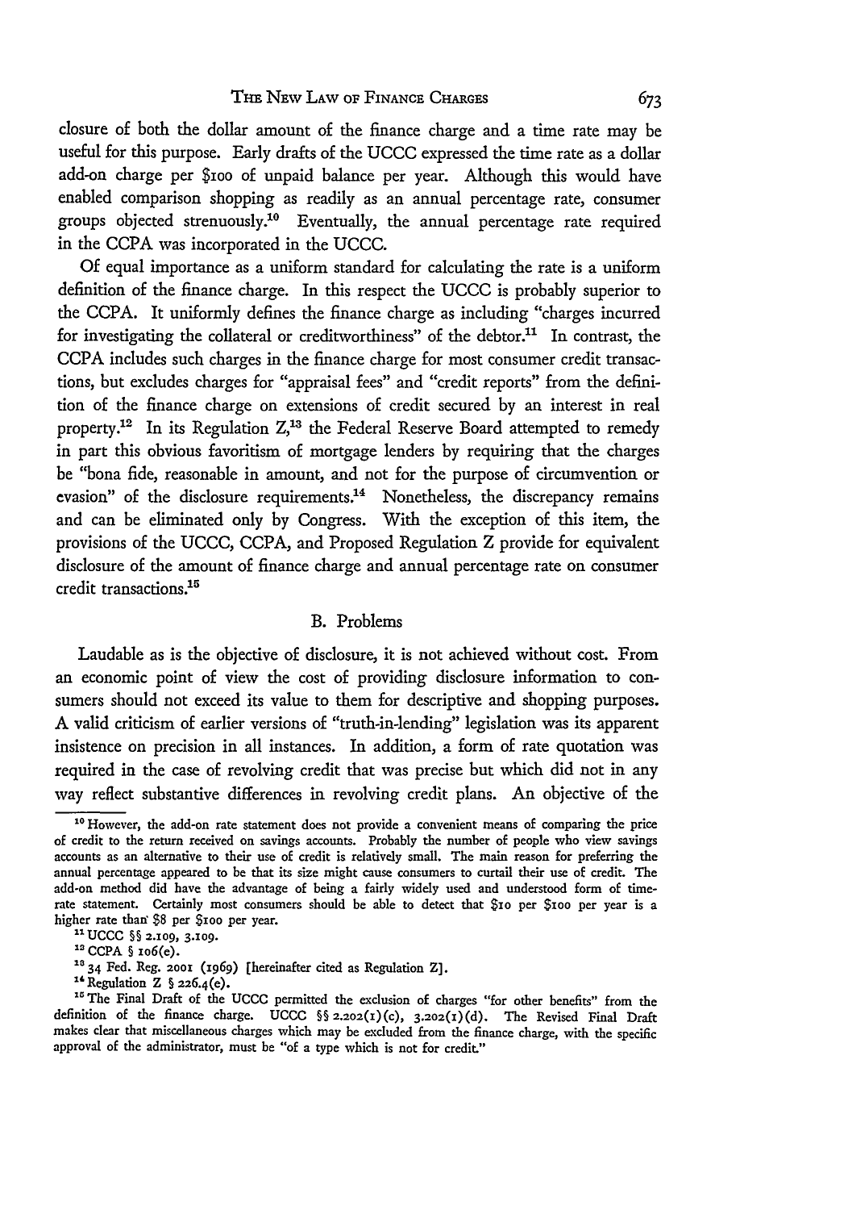closure of both the dollar amount of the finance charge and a time rate may be useful for this purpose. Early drafts of the UCCC expressed the time rate as a dollar add-on charge per $100 of unpaid balance per year. Although this would have enabled comparison shopping as readily as an annual percentage rate, consumer groups objected strenuously.[10] Eventually, the annual percentage rate required in the CCPA was incorporated in the UCCC.

Of equal importance as a uniform standard for calculating the rate is a uniform definition of the finance charge. In this respect the UCCC is probably superior to the CCPA. It uniformly defines the finance charge as including "charges incurred for investigating the collateral or creditworthiness" of the debtor.[11] In contrast, the CCPA includes such charges in the finance charge for most consumer credit transactions, but excludes charges for "appraisal fees" and "credit reports" from the definition of the finance charge on extensions of credit secured by an interest in real property.[12] In its Regulation Z,[13] the Federal Reserve Board attempted to remedy in part this obvious favoritism of mortgage lenders by requiring that the charges be "bona fide, reasonable in amount, and not for the purpose of circumvention or evasion" of the disclosure requirements.[14] Nonetheless, the discrepancy remains and can be eliminated only by Congress. With the exception of this item, the provisions of the UCCC, CCPA, and Proposed Regulation Z provide for equivalent disclosure of the amount of finance charge and annual percentage rate on consumer credit transactions.[15]

### B. Problems

Laudable as is the objective of disclosure, it is not achieved without cost. From an economic point of view the cost of providing disclosure information to consumers should not exceed its value to them for descriptive and shopping purposes. A valid criticism of earlier versions of "truth-in-lending" legislation was its apparent insistence on precision in all instances. In addition, a form of rate quotation was required in the case of revolving credit that was precise but which did not in any way reflect substantive differences in revolving credit plans. An objective of the

---

[10] However, the add-on rate statement does not provide a convenient means of comparing the price of credit to the return received on savings accounts. Probably the number of people who view savings accounts as an alternative to their use of credit is relatively small. The main reason for preferring the annual percentage appeared to be that its size might cause consumers to curtail their use of credit. The add-on method did have the advantage of being a fairly widely used and understood form of time-rate statement. Certainly most consumers should be able to detect that $10 per $100 per year is a higher rate than $8 per $100 per year.

[11] UCCC §§ 2.109, 3.109.

[12] CCPA § 106(e).

[13] 34 Fed. Reg. 2001 (1969) [hereinafter cited as Regulation Z].

[14] Regulation Z § 226.4(e).

[15] The Final Draft of the UCCC permitted the exclusion of charges "for other benefits" from the definition of the finance charge. UCCC §§ 2.202(1)(c), 3.202(1)(d). The Revised Final Draft makes clear that miscellaneous charges which may be excluded from the finance charge, with the specific approval of the administrator, must be "of a type which is not for credit."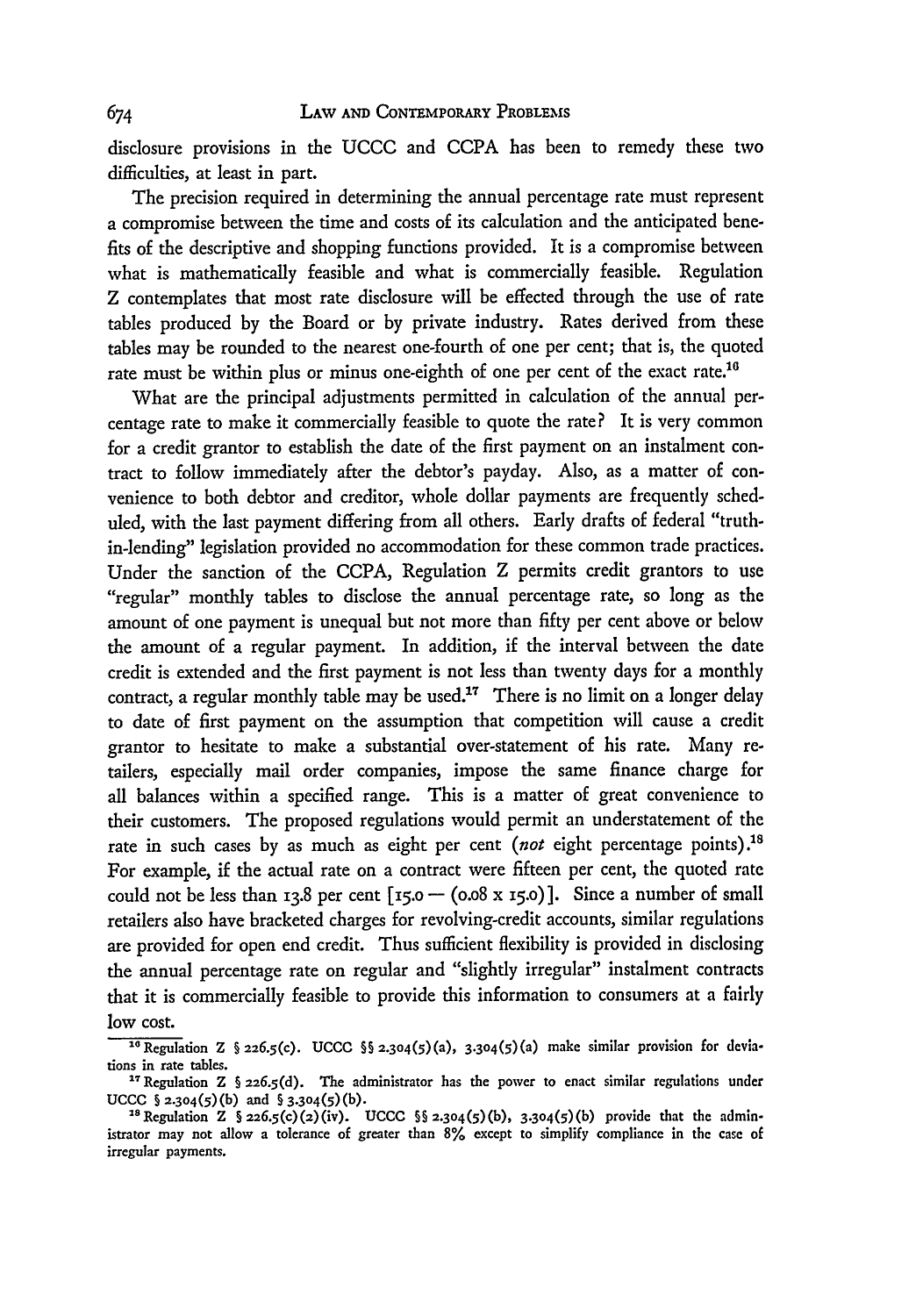disclosure provisions in the UCCC and CCPA has been to remedy these two difficulties, at least in part.

The precision required in determining the annual percentage rate must represent a compromise between the time and costs of its calculation and the anticipated benefits of the descriptive and shopping functions provided. It is a compromise between what is mathematically feasible and what is commercially feasible. Regulation Z contemplates that most rate disclosure will be effected through the use of rate tables produced by the Board or by private industry. Rates derived from these tables may be rounded to the nearest one-fourth of one per cent; that is, the quoted rate must be within plus or minus one-eighth of one per cent of the exact rate.[16]

What are the principal adjustments permitted in calculation of the annual percentage rate to make it commercially feasible to quote the rate? It is very common for a credit grantor to establish the date of the first payment on an instalment contract to follow immediately after the debtor's payday. Also, as a matter of convenience to both debtor and creditor, whole dollar payments are frequently scheduled, with the last payment differing from all others. Early drafts of federal "truth-in-lending" legislation provided no accommodation for these common trade practices. Under the sanction of the CCPA, Regulation Z permits credit grantors to use "regular" monthly tables to disclose the annual percentage rate, so long as the amount of one payment is unequal but not more than fifty per cent above or below the amount of a regular payment. In addition, if the interval between the date credit is extended and the first payment is not less than twenty days for a monthly contract, a regular monthly table may be used.[17] There is no limit on a longer delay to date of first payment on the assumption that competition will cause a credit grantor to hesitate to make a substantial over-statement of his rate. Many retailers, especially mail order companies, impose the same finance charge for all balances within a specified range. This is a matter of great convenience to their customers. The proposed regulations would permit an understatement of the rate in such cases by as much as eight per cent (*not* eight percentage points).[18] For example, if the actual rate on a contract were fifteen per cent, the quoted rate could not be less than 13.8 per cent [15.0 — (0.08 x 15.0)]. Since a number of small retailers also have bracketed charges for revolving-credit accounts, similar regulations are provided for open end credit. Thus sufficient flexibility is provided in disclosing the annual percentage rate on regular and "slightly irregular" instalment contracts that it is commercially feasible to provide this information to consumers at a fairly low cost.

---

[16] Regulation Z § 226.5(c). UCCC §§ 2.304(5)(a), 3.304(5)(a) make similar provision for deviations in rate tables.

[17] Regulation Z § 226.5(d). The administrator has the power to enact similar regulations under UCCC § 2.304(5)(b) and § 3.304(5)(b).

[18] Regulation Z § 226.5(c)(2)(iv). UCCC §§ 2.304(5)(b), 3.304(5)(b) provide that the administrator may not allow a tolerance of greater than 8% except to simplify compliance in the case of irregular payments.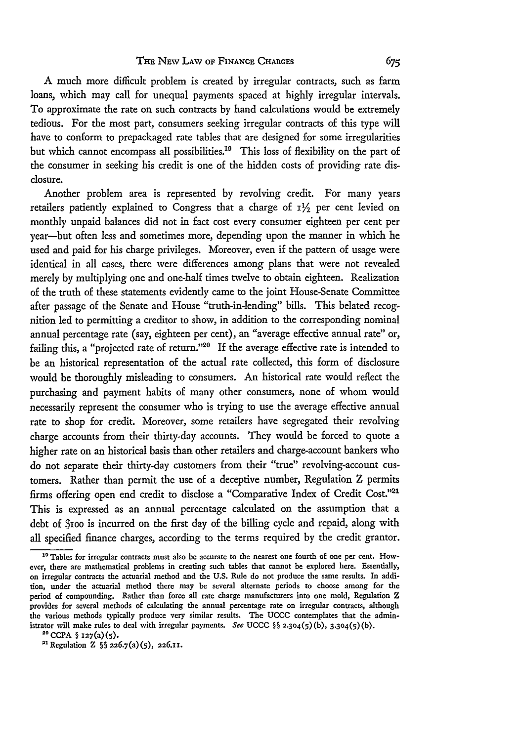A much more difficult problem is created by irregular contracts, such as farm loans, which may call for unequal payments spaced at highly irregular intervals. To approximate the rate on such contracts by hand calculations would be extremely tedious. For the most part, consumers seeking irregular contracts of this type will have to conform to prepackaged rate tables that are designed for some irregularities but which cannot encompass all possibilities.[19] This loss of flexibility on the part of the consumer in seeking his credit is one of the hidden costs of providing rate disclosure.

Another problem area is represented by revolving credit. For many years retailers patiently explained to Congress that a charge of 1½ per cent levied on monthly unpaid balances did not in fact cost every consumer eighteen per cent per year—but often less and sometimes more, depending upon the manner in which he used and paid for his charge privileges. Moreover, even if the pattern of usage were identical in all cases, there were differences among plans that were not revealed merely by multiplying one and one-half times twelve to obtain eighteen. Realization of the truth of these statements evidently came to the joint House-Senate Committee after passage of the Senate and House "truth-in-lending" bills. This belated recognition led to permitting a creditor to show, in addition to the corresponding nominal annual percentage rate (say, eighteen per cent), an "average effective annual rate" or, failing this, a "projected rate of return."[20] If the average effective rate is intended to be an historical representation of the actual rate collected, this form of disclosure would be thoroughly misleading to consumers. An historical rate would reflect the purchasing and payment habits of many other consumers, none of whom would necessarily represent the consumer who is trying to use the average effective annual rate to shop for credit. Moreover, some retailers have segregated their revolving charge accounts from their thirty-day accounts. They would be forced to quote a higher rate on an historical basis than other retailers and charge-account bankers who do not separate their thirty-day customers from their "true" revolving-account customers. Rather than permit the use of a deceptive number, Regulation Z permits firms offering open end credit to disclose a "Comparative Index of Credit Cost."[21] This is expressed as an annual percentage calculated on the assumption that a debt of $100 is incurred on the first day of the billing cycle and repaid, along with all specified finance charges, according to the terms required by the credit grantor.

---

[19] Tables for irregular contracts must also be accurate to the nearest one fourth of one per cent. However, there are mathematical problems in creating such tables that cannot be explored here. Essentially, on irregular contracts the actuarial method and the U.S. Rule do not produce the same results. In addition, under the actuarial method there may be several alternate periods to choose among for the period of compounding. Rather than force all rate charge manufacturers into one mold, Regulation Z provides for several methods of calculating the annual percentage rate on irregular contracts, although the various methods typically produce very similar results. The UCCC contemplates that the administrator will make rules to deal with irregular payments. *See* UCCC §§ 2.304(5)(b), 3.304(5)(b).

[20] CCPA § 127(a)(5).

[21] Regulation Z §§ 226.7(a)(5), 226.11.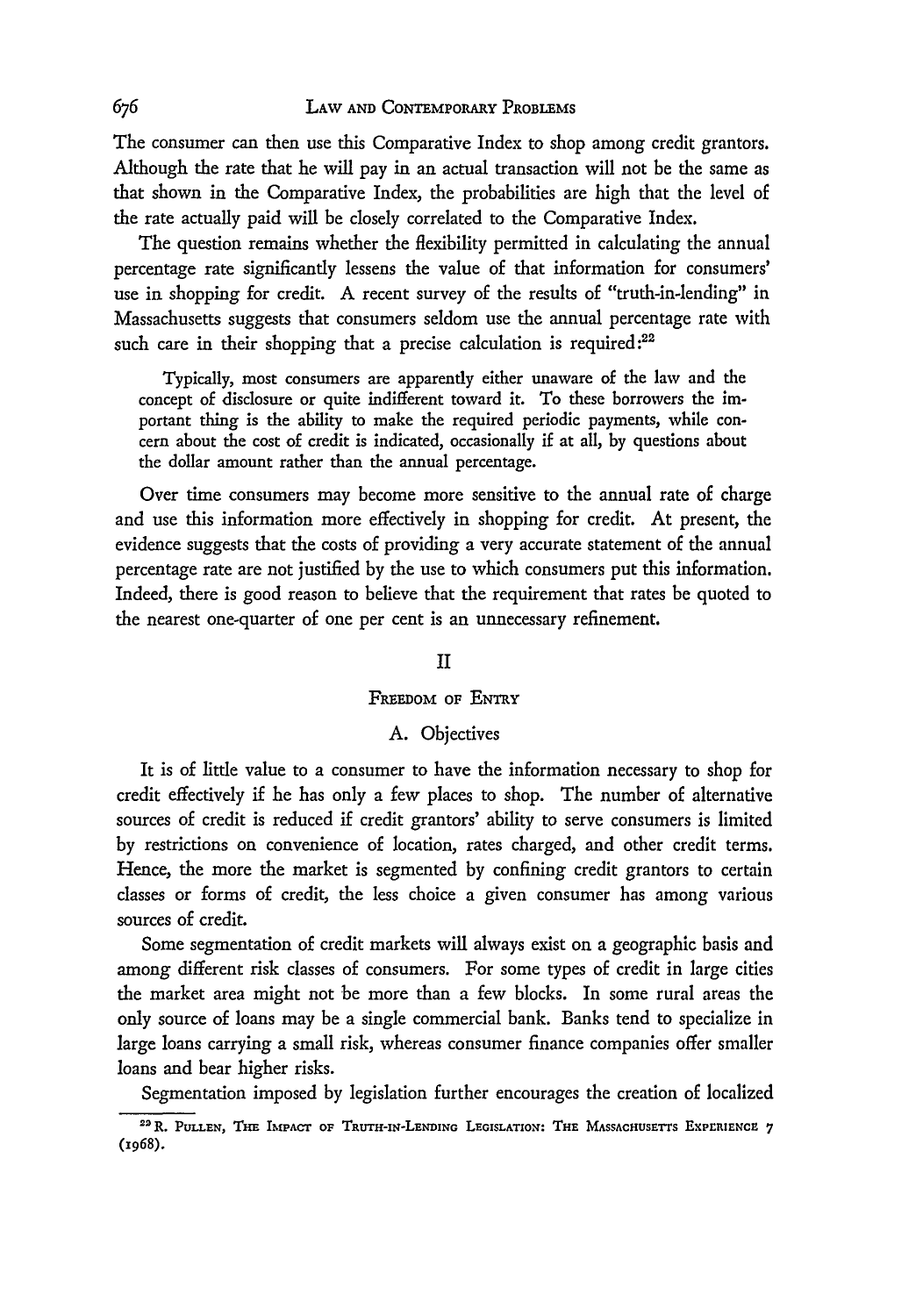The consumer can then use this Comparative Index to shop among credit grantors. Although the rate that he will pay in an actual transaction will not be the same as that shown in the Comparative Index, the probabilities are high that the level of the rate actually paid will be closely correlated to the Comparative Index.

The question remains whether the flexibility permitted in calculating the annual percentage rate significantly lessens the value of that information for consumers' use in shopping for credit. A recent survey of the results of "truth-in-lending" in Massachusetts suggests that consumers seldom use the annual percentage rate with such care in their shopping that a precise calculation is required:[22]

> Typically, most consumers are apparently either unaware of the law and the concept of disclosure or quite indifferent toward it. To these borrowers the important thing is the ability to make the required periodic payments, while concern about the cost of credit is indicated, occasionally if at all, by questions about the dollar amount rather than the annual percentage.

Over time consumers may become more sensitive to the annual rate of charge and use this information more effectively in shopping for credit. At present, the evidence suggests that the costs of providing a very accurate statement of the annual percentage rate are not justified by the use to which consumers put this information. Indeed, there is good reason to believe that the requirement that rates be quoted to the nearest one-quarter of one per cent is an unnecessary refinement.

## II

## Freedom of Entry

### A. Objectives

It is of little value to a consumer to have the information necessary to shop for credit effectively if he has only a few places to shop. The number of alternative sources of credit is reduced if credit grantors' ability to serve consumers is limited by restrictions on convenience of location, rates charged, and other credit terms. Hence, the more the market is segmented by confining credit grantors to certain classes or forms of credit, the less choice a given consumer has among various sources of credit.

Some segmentation of credit markets will always exist on a geographic basis and among different risk classes of consumers. For some types of credit in large cities the market area might not be more than a few blocks. In some rural areas the only source of loans may be a single commercial bank. Banks tend to specialize in large loans carrying a small risk, whereas consumer finance companies offer smaller loans and bear higher risks.

Segmentation imposed by legislation further encourages the creation of localized

---

[22] R. Pullen, The Impact of Truth-in-Lending Legislation: The Massachusetts Experience 7 (1968).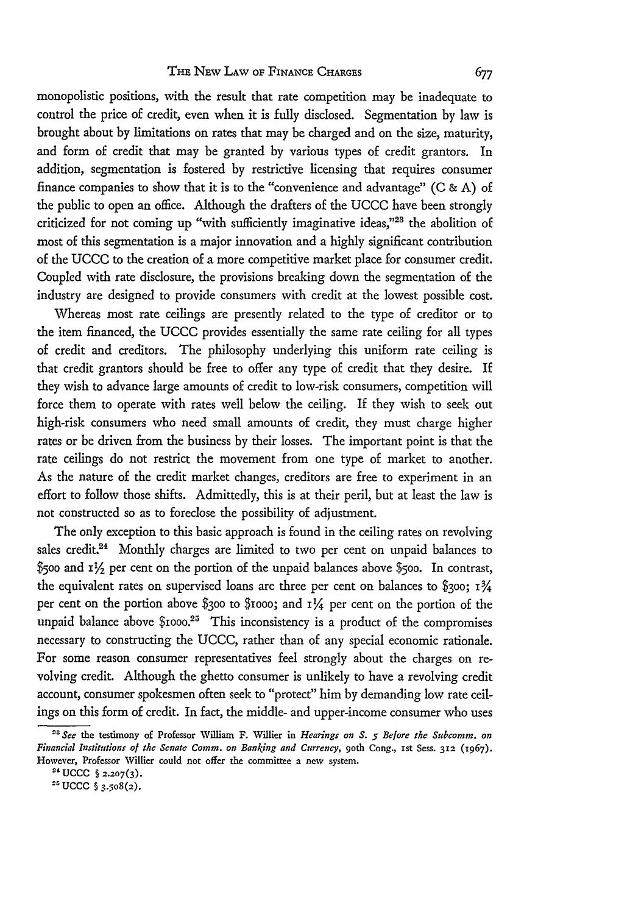monopolistic positions, with the result that rate competition may be inadequate to control the price of credit, even when it is fully disclosed. Segmentation by law is brought about by limitations on rates that may be charged and on the size, maturity, and form of credit that may be granted by various types of credit grantors. In addition, segmentation is fostered by restrictive licensing that requires consumer finance companies to show that it is to the "convenience and advantage" (C & A) of the public to open an office. Although the drafters of the UCCC have been strongly criticized for not coming up "with sufficiently imaginative ideas,"[23] the abolition of most of this segmentation is a major innovation and a highly significant contribution of the UCCC to the creation of a more competitive market place for consumer credit. Coupled with rate disclosure, the provisions breaking down the segmentation of the industry are designed to provide consumers with credit at the lowest possible cost.

Whereas most rate ceilings are presently related to the type of creditor or to the item financed, the UCCC provides essentially the same rate ceiling for all types of credit and creditors. The philosophy underlying this uniform rate ceiling is that credit grantors should be free to offer any type of credit that they desire. If they wish to advance large amounts of credit to low-risk consumers, competition will force them to operate with rates well below the ceiling. If they wish to seek out high-risk consumers who need small amounts of credit, they must charge higher rates or be driven from the business by their losses. The important point is that the rate ceilings do not restrict the movement from one type of market to another. As the nature of the credit market changes, creditors are free to experiment in an effort to follow those shifts. Admittedly, this is at their peril, but at least the law is not constructed so as to foreclose the possibility of adjustment.

The only exception to this basic approach is found in the ceiling rates on revolving sales credit.[24] Monthly charges are limited to two per cent on unpaid balances to $500 and 1½ per cent on the portion of the unpaid balances above $500. In contrast, the equivalent rates on supervised loans are three per cent on balances to $300; 1¾ per cent on the portion above $300 to $1000; and 1¼ per cent on the portion of the unpaid balance above $1000.[25] This inconsistency is a product of the compromises necessary to constructing the UCCC, rather than of any special economic rationale. For some reason consumer representatives feel strongly about the charges on revolving credit. Although the ghetto consumer is unlikely to have a revolving credit account, consumer spokesmen often seek to "protect" him by demanding low rate ceilings on this form of credit. In fact, the middle- and upper-income consumer who uses

---

[23] *See* the testimony of Professor William F. Willier in *Hearings on S. 5 Before the Subcomm. on Financial Institutions of the Senate Comm. on Banking and Currency*, 90th Cong., 1st Sess. 312 (1967). However, Professor Willier could not offer the committee a new system.

[24] UCCC § 2.207(3).

[25] UCCC § 3.508(2).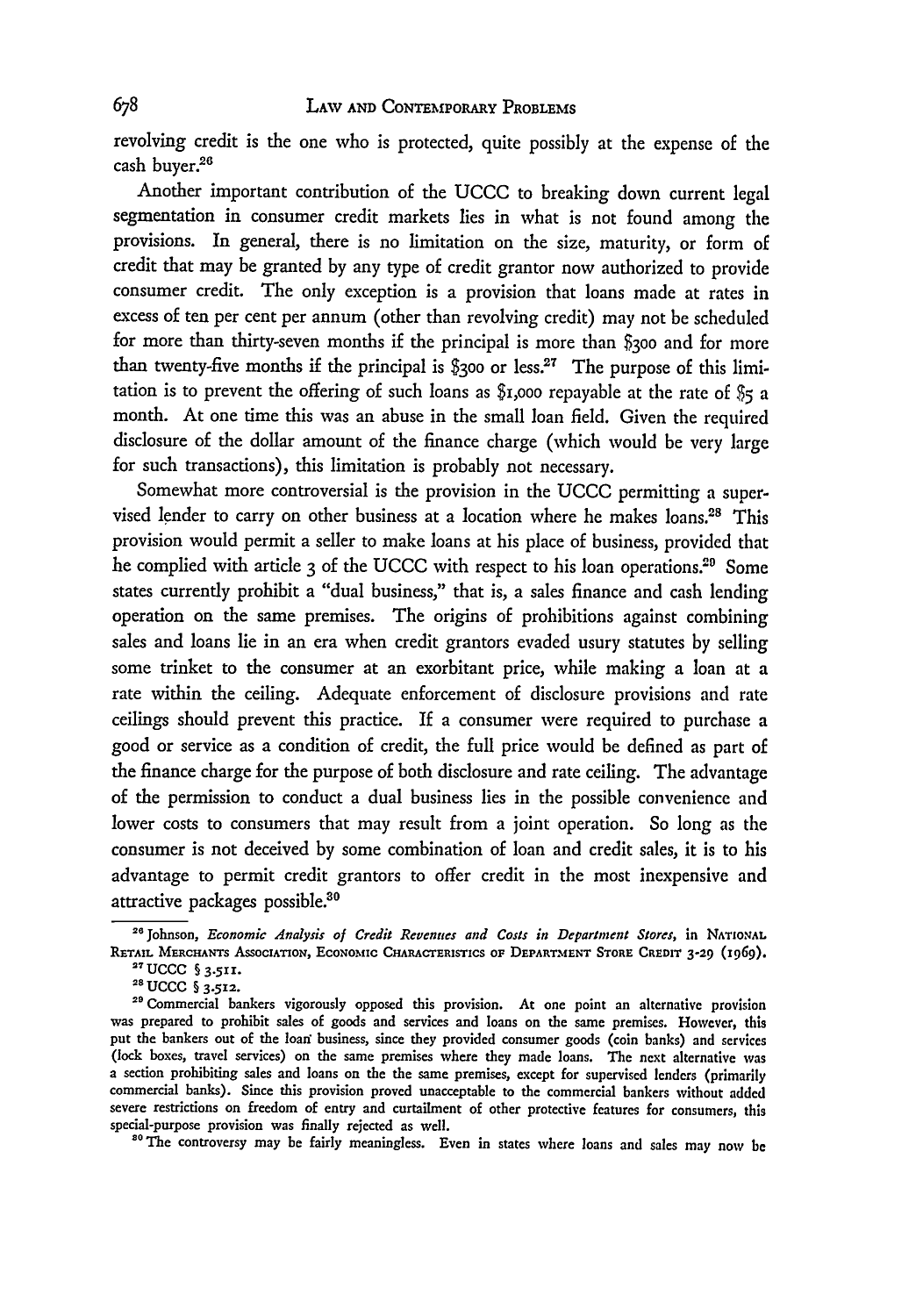revolving credit is the one who is protected, quite possibly at the expense of the cash buyer.[26]

Another important contribution of the UCCC to breaking down current legal segmentation in consumer credit markets lies in what is not found among the provisions. In general, there is no limitation on the size, maturity, or form of credit that may be granted by any type of credit grantor now authorized to provide consumer credit. The only exception is a provision that loans made at rates in excess of ten per cent per annum (other than revolving credit) may not be scheduled for more than thirty-seven months if the principal is more than $300 and for more than twenty-five months if the principal is $300 or less.[27] The purpose of this limitation is to prevent the offering of such loans as $1,000 repayable at the rate of $5 a month. At one time this was an abuse in the small loan field. Given the required disclosure of the dollar amount of the finance charge (which would be very large for such transactions), this limitation is probably not necessary.

Somewhat more controversial is the provision in the UCCC permitting a supervised lender to carry on other business at a location where he makes loans.[28] This provision would permit a seller to make loans at his place of business, provided that he complied with article 3 of the UCCC with respect to his loan operations.[29] Some states currently prohibit a "dual business," that is, a sales finance and cash lending operation on the same premises. The origins of prohibitions against combining sales and loans lie in an era when credit grantors evaded usury statutes by selling some trinket to the consumer at an exorbitant price, while making a loan at a rate within the ceiling. Adequate enforcement of disclosure provisions and rate ceilings should prevent this practice. If a consumer were required to purchase a good or service as a condition of credit, the full price would be defined as part of the finance charge for the purpose of both disclosure and rate ceiling. The advantage of the permission to conduct a dual business lies in the possible convenience and lower costs to consumers that may result from a joint operation. So long as the consumer is not deceived by some combination of loan and credit sales, it is to his advantage to permit credit grantors to offer credit in the most inexpensive and attractive packages possible.[30]

---

[26] Johnson, *Economic Analysis of Credit Revenues and Costs in Department Stores*, in NATIONAL RETAIL MERCHANTS ASSOCIATION, ECONOMIC CHARACTERISTICS OF DEPARTMENT STORE CREDIT 3-29 (1969).

[27] UCCC § 3.511.

[28] UCCC § 3.512.

[29] Commercial bankers vigorously opposed this provision. At one point an alternative provision was prepared to prohibit sales of goods and services and loans on the same premises. However, this put the bankers out of the loan business, since they provided consumer goods (coin banks) and services (lock boxes, travel services) on the same premises where they made loans. The next alternative was a section prohibiting sales and loans on the the same premises, except for supervised lenders (primarily commercial banks). Since this provision proved unacceptable to the commercial bankers without added severe restrictions on freedom of entry and curtailment of other protective features for consumers, this special-purpose provision was finally rejected as well.

[30] The controversy may be fairly meaningless. Even in states where loans and sales may now be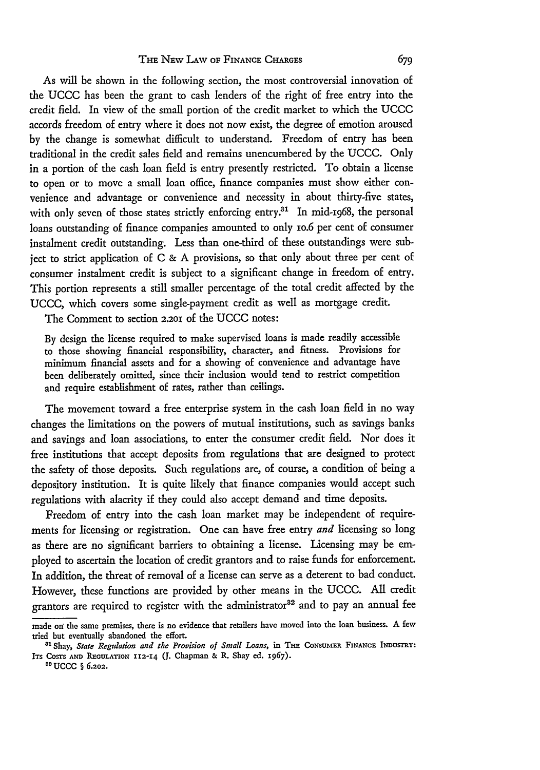As will be shown in the following section, the most controversial innovation of the UCCC has been the grant to cash lenders of the right of free entry into the credit field. In view of the small portion of the credit market to which the UCCC accords freedom of entry where it does not now exist, the degree of emotion aroused by the change is somewhat difficult to understand. Freedom of entry has been traditional in the credit sales field and remains unencumbered by the UCCC. Only in a portion of the cash loan field is entry presently restricted. To obtain a license to open or to move a small loan office, finance companies must show either convenience and advantage or convenience and necessity in about thirty-five states, with only seven of those states strictly enforcing entry.[31] In mid-1968, the personal loans outstanding of finance companies amounted to only 10.6 per cent of consumer instalment credit outstanding. Less than one-third of these outstandings were subject to strict application of C & A provisions, so that only about three per cent of consumer instalment credit is subject to a significant change in freedom of entry. This portion represents a still smaller percentage of the total credit affected by the UCCC, which covers some single-payment credit as well as mortgage credit.

The Comment to section 2.201 of the UCCC notes:

> By design the license required to make supervised loans is made readily accessible to those showing financial responsibility, character, and fitness. Provisions for minimum financial assets and for a showing of convenience and advantage have been deliberately omitted, since their inclusion would tend to restrict competition and require establishment of rates, rather than ceilings.

The movement toward a free enterprise system in the cash loan field in no way changes the limitations on the powers of mutual institutions, such as savings banks and savings and loan associations, to enter the consumer credit field. Nor does it free institutions that accept deposits from regulations that are designed to protect the safety of those deposits. Such regulations are, of course, a condition of being a depository institution. It is quite likely that finance companies would accept such regulations with alacrity if they could also accept demand and time deposits.

Freedom of entry into the cash loan market may be independent of requirements for licensing or registration. One can have free entry *and* licensing so long as there are no significant barriers to obtaining a license. Licensing may be employed to ascertain the location of credit grantors and to raise funds for enforcement. In addition, the threat of removal of a license can serve as a deterent to bad conduct. However, these functions are provided by other means in the UCCC. All credit grantors are required to register with the administrator[32] and to pay an annual fee

---

made on the same premises, there is no evidence that retailers have moved into the loan business. A few tried but eventually abandoned the effort.

[31] Shay, *State Regulation and the Provision of Small Loans*, in THE CONSUMER FINANCE INDUSTRY: ITS COSTS AND REGULATION 112-14 (J. Chapman & R. Shay ed. 1967).

[32] UCCC § 6.202.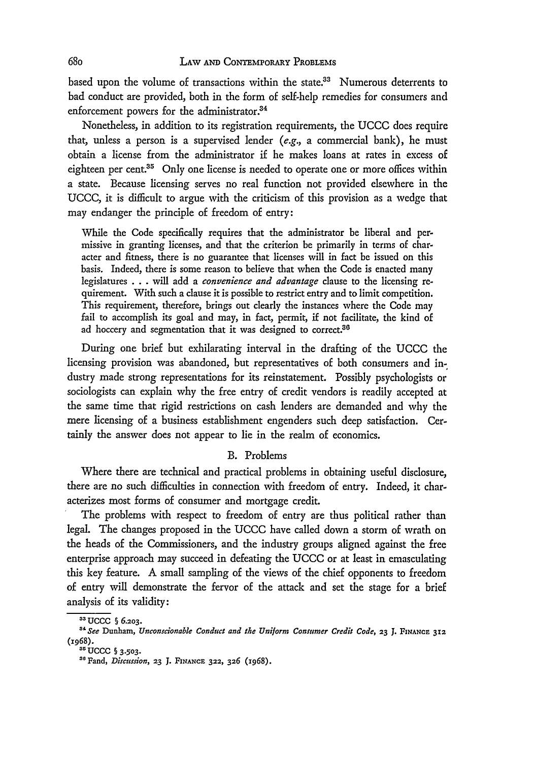based upon the volume of transactions within the state.[33] Numerous deterrents to bad conduct are provided, both in the form of self-help remedies for consumers and enforcement powers for the administrator.[34]

Nonetheless, in addition to its registration requirements, the UCCC does require that, unless a person is a supervised lender (*e.g.*, a commercial bank), he must obtain a license from the administrator if he makes loans at rates in excess of eighteen per cent.[35] Only one license is needed to operate one or more offices within a state. Because licensing serves no real function not provided elsewhere in the UCCC, it is difficult to argue with the criticism of this provision as a wedge that may endanger the principle of freedom of entry:

> While the Code specifically requires that the administrator be liberal and permissive in granting licenses, and that the criterion be primarily in terms of character and fitness, there is no guarantee that licenses will in fact be issued on this basis. Indeed, there is some reason to believe that when the Code is enacted many legislatures . . . will add a *convenience and advantage* clause to the licensing requirement. With such a clause it is possible to restrict entry and to limit competition. This requirement, therefore, brings out clearly the instances where the Code may fail to accomplish its goal and may, in fact, permit, if not facilitate, the kind of ad hoccery and segmentation that it was designed to correct.[36]

During one brief but exhilarating interval in the drafting of the UCCC the licensing provision was abandoned, but representatives of both consumers and industry made strong representations for its reinstatement. Possibly psychologists or sociologists can explain why the free entry of credit vendors is readily accepted at the same time that rigid restrictions on cash lenders are demanded and why the mere licensing of a business establishment engenders such deep satisfaction. Certainly the answer does not appear to lie in the realm of economics.

### B. Problems

Where there are technical and practical problems in obtaining useful disclosure, there are no such difficulties in connection with freedom of entry. Indeed, it characterizes most forms of consumer and mortgage credit.

The problems with respect to freedom of entry are thus political rather than legal. The changes proposed in the UCCC have called down a storm of wrath on the heads of the Commissioners, and the industry groups aligned against the free enterprise approach may succeed in defeating the UCCC or at least in emasculating this key feature. A small sampling of the views of the chief opponents to freedom of entry will demonstrate the fervor of the attack and set the stage for a brief analysis of its validity:

---

[33] UCCC § 6.203.

[34] *See* Dunham, *Unconscionable Conduct and the Uniform Consumer Credit Code*, 23 J. FINANCE 312 (1968).

[35] UCCC § 3.503.

[36] Fand, *Discussion*, 23 J. FINANCE 322, 326 (1968).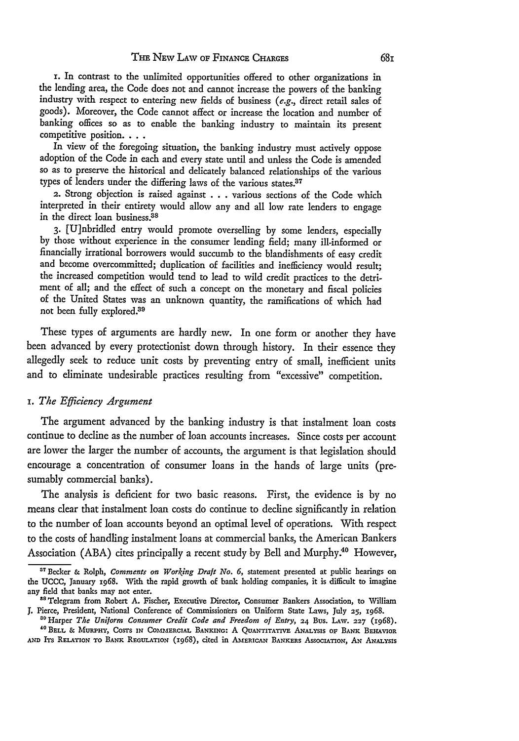1. In contrast to the unlimited opportunities offered to other organizations in the lending area, the Code does not and cannot increase the powers of the banking industry with respect to entering new fields of business (*e.g.*, direct retail sales of goods). Moreover, the Code cannot affect or increase the location and number of banking offices so as to enable the banking industry to maintain its present competitive position. . . .

In view of the foregoing situation, the banking industry must actively oppose adoption of the Code in each and every state until and unless the Code is amended so as to preserve the historical and delicately balanced relationships of the various types of lenders under the differing laws of the various states.[37]

2. Strong objection is raised against . . . various sections of the Code which interpreted in their entirety would allow any and all low rate lenders to engage in the direct loan business.[38]

3. [U]nbridled entry would promote overselling by some lenders, especially by those without experience in the consumer lending field; many ill-informed or financially irrational borrowers would succumb to the blandishments of easy credit and become overcommitted; duplication of facilities and inefficiency would result; the increased competition would tend to lead to wild credit practices to the detriment of all; and the effect of such a concept on the monetary and fiscal policies of the United States was an unknown quantity, the ramifications of which had not been fully explored.[39]

These types of arguments are hardly new. In one form or another they have been advanced by every protectionist down through history. In their essence they allegedly seek to reduce unit costs by preventing entry of small, inefficient units and to eliminate undesirable practices resulting from "excessive" competition.

### 1. *The Efficiency Argument*

The argument advanced by the banking industry is that instalment loan costs continue to decline as the number of loan accounts increases. Since costs per account are lower the larger the number of accounts, the argument is that legislation should encourage a concentration of consumer loans in the hands of large units (presumably commercial banks).

The analysis is deficient for two basic reasons. First, the evidence is by no means clear that instalment loan costs do continue to decline significantly in relation to the number of loan accounts beyond an optimal level of operations. With respect to the costs of handling instalment loans at commercial banks, the American Bankers Association (ABA) cites principally a recent study by Bell and Murphy.[40] However,

---

[37] Becker & Rolph, *Comments on Working Draft No. 6*, statement presented at public hearings on the UCCC, January 1968. With the rapid growth of bank holding companies, it is difficult to imagine any field that banks may not enter.

[38] Telegram from Robert A. Fischer, Executive Director, Consumer Bankers Association, to William J. Pierce, President, National Conference of Commissioners on Uniform State Laws, July 25, 1968.

[39] Harper *The Uniform Consumer Credit Code and Freedom of Entry*, 24 Bus. Law. 227 (1968).

[40] Bell & Murphy, Costs in Commercial Banking: A Quantitative Analysis of Bank Behavior and Its Relation to Bank Regulation (1968), cited in American Bankers Association, An Analysis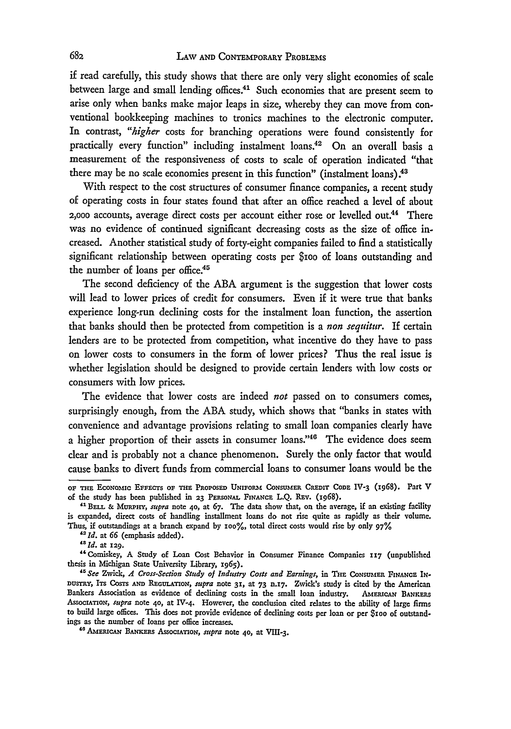if read carefully, this study shows that there are only very slight economies of scale between large and small lending offices.[41] Such economies that are present seem to arise only when banks make major leaps in size, whereby they can move from conventional bookkeeping machines to tronics machines to the electronic computer. In contrast, "*higher* costs for branching operations were found consistently for practically every function" including instalment loans.[42] On an overall basis a measurement of the responsiveness of costs to scale of operation indicated "that there may be no scale economies present in this function" (instalment loans).[43]

With respect to the cost structures of consumer finance companies, a recent study of operating costs in four states found that after an office reached a level of about 2,000 accounts, average direct costs per account either rose or levelled out.[44] There was no evidence of continued significant decreasing costs as the size of office increased. Another statistical study of forty-eight companies failed to find a statistically significant relationship between operating costs per $100 of loans outstanding and the number of loans per office.[45]

The second deficiency of the ABA argument is the suggestion that lower costs will lead to lower prices of credit for consumers. Even if it were true that banks experience long-run declining costs for the instalment loan function, the assertion that banks should then be protected from competition is a *non sequitur*. If certain lenders are to be protected from competition, what incentive do they have to pass on lower costs to consumers in the form of lower prices? Thus the real issue is whether legislation should be designed to provide certain lenders with low costs or consumers with low prices.

The evidence that lower costs are indeed *not* passed on to consumers comes, surprisingly enough, from the ABA study, which shows that "banks in states with convenience and advantage provisions relating to small loan companies clearly have a higher proportion of their assets in consumer loans."[46] The evidence does seem clear and is probably not a chance phenomenon. Surely the only factor that would cause banks to divert funds from commercial loans to consumer loans would be the

---

OF THE ECONOMIC EFFECTS OF THE PROPOSED UNIFORM CONSUMER CREDIT CODE IV-3 (1968). Part V of the study has been published in 23 PERSONAL FINANCE L.Q. REV. (1968).

[41] BELL & MURPHY, *supra* note 40, at 67. The data show that, on the average, if an existing facility is expanded, direct costs of handling installment loans do not rise quite as rapidly as their volume. Thus, if outstandings at a branch expand by 100%, total direct costs would rise by only 97%

[42] *Id.* at 66 (emphasis added).

[43] *Id.* at 129.

[44] Comiskey, A Study of Loan Cost Behavior in Consumer Finance Companies 117 (unpublished thesis in Michigan State University Library, 1965).

[45] *See* Zwick, *A Cross-Section Study of Industry Costs and Earnings*, in THE CONSUMER FINANCE INDUSTRY, ITS COSTS AND REGULATION, *supra* note 31, at 73 n.17. Zwick's study is cited by the American Bankers Association as evidence of declining costs in the small loan industry. AMERICAN BANKERS ASSOCIATION, *supra* note 40, at IV-4. However, the conclusion cited relates to the ability of large firms to build large offices. This does not provide evidence of declining costs per loan or per $100 of outstandings as the number of loans per office increases.

[46] AMERICAN BANKERS ASSOCIATION, *supra* note 40, at VIII-3.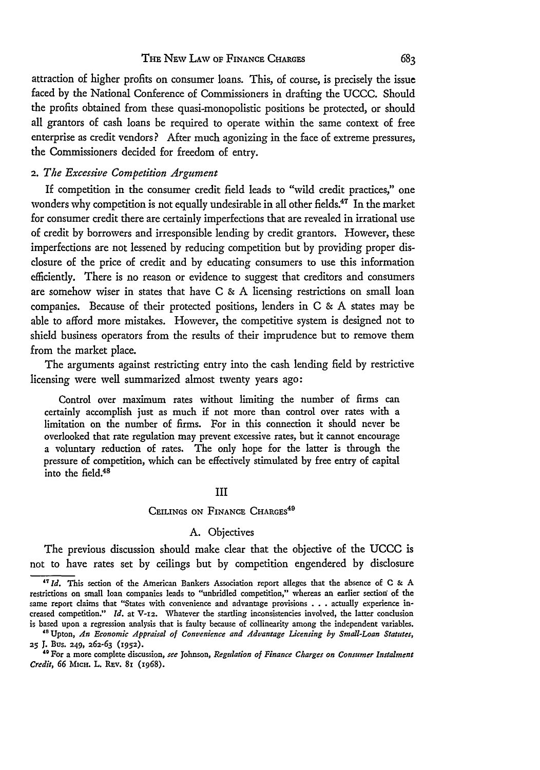attraction of higher profits on consumer loans. This, of course, is precisely the issue faced by the National Conference of Commissioners in drafting the UCCC. Should the profits obtained from these quasi-monopolistic positions be protected, or should all grantors of cash loans be required to operate within the same context of free enterprise as credit vendors? After much agonizing in the face of extreme pressures, the Commissioners decided for freedom of entry.

### 2. *The Excessive Competition Argument*

If competition in the consumer credit field leads to "wild credit practices," one wonders why competition is not equally undesirable in all other fields.[47] In the market for consumer credit there are certainly imperfections that are revealed in irrational use of credit by borrowers and irresponsible lending by credit grantors. However, these imperfections are not lessened by reducing competition but by providing proper disclosure of the price of credit and by educating consumers to use this information efficiently. There is no reason or evidence to suggest that creditors and consumers are somehow wiser in states that have C & A licensing restrictions on small loan companies. Because of their protected positions, lenders in C & A states may be able to afford more mistakes. However, the competitive system is designed not to shield business operators from the results of their imprudence but to remove them from the market place.

The arguments against restricting entry into the cash lending field by restrictive licensing were well summarized almost twenty years ago:

> Control over maximum rates without limiting the number of firms can certainly accomplish just as much if not more than control over rates with a limitation on the number of firms. For in this connection it should never be overlooked that rate regulation may prevent excessive rates, but it cannot encourage a voluntary reduction of rates. The only hope for the latter is through the pressure of competition, which can be effectively stimulated by free entry of capital into the field.[48]

## III

## Ceilings on Finance Charges[49]

### A. Objectives

The previous discussion should make clear that the objective of the UCCC is not to have rates set by ceilings but by competition engendered by disclosure

---

[47] *Id.* This section of the American Bankers Association report alleges that the absence of C & A restrictions on small loan companies leads to "unbridled competition," whereas an earlier section of the same report claims that "States with convenience and advantage provisions . . . actually experience increased competition." *Id.* at V-12. Whatever the startling inconsistencies involved, the latter conclusion is based upon a regression analysis that is faulty because of collinearity among the independent variables.

[48] Upton, *An Economic Appraisal of Convenience and Advantage Licensing by Small-Loan Statutes*, 25 J. Bus. 249, 262-63 (1952).

[49] For a more complete discussion, *see* Johnson, *Regulation of Finance Charges on Consumer Instalment Credit*, 66 Mich. L. Rev. 81 (1968).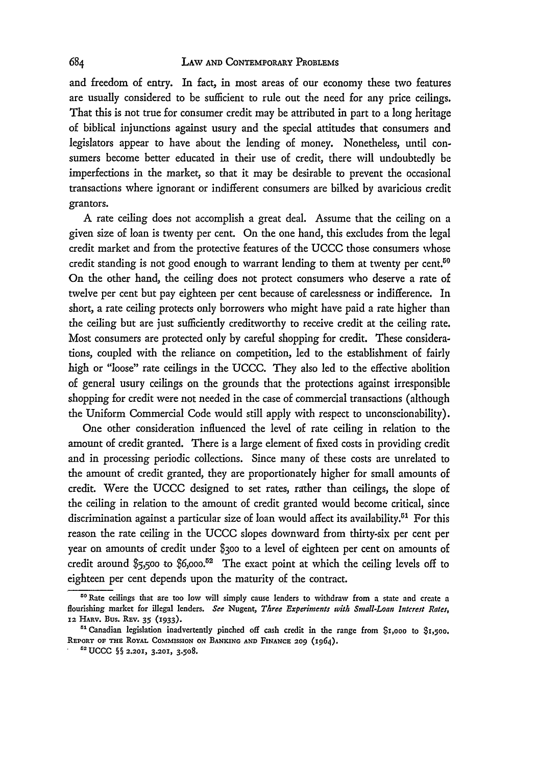and freedom of entry. In fact, in most areas of our economy these two features are usually considered to be sufficient to rule out the need for any price ceilings. That this is not true for consumer credit may be attributed in part to a long heritage of biblical injunctions against usury and the special attitudes that consumers and legislators appear to have about the lending of money. Nonetheless, until consumers become better educated in their use of credit, there will undoubtedly be imperfections in the market, so that it may be desirable to prevent the occasional transactions where ignorant or indifferent consumers are bilked by avaricious credit grantors.

A rate ceiling does not accomplish a great deal. Assume that the ceiling on a given size of loan is twenty per cent. On the one hand, this excludes from the legal credit market and from the protective features of the UCCC those consumers whose credit standing is not good enough to warrant lending to them at twenty per cent.[50] On the other hand, the ceiling does not protect consumers who deserve a rate of twelve per cent but pay eighteen per cent because of carelessness or indifference. In short, a rate ceiling protects only borrowers who might have paid a rate higher than the ceiling but are just sufficiently creditworthy to receive credit at the ceiling rate. Most consumers are protected only by careful shopping for credit. These considerations, coupled with the reliance on competition, led to the establishment of fairly high or "loose" rate ceilings in the UCCC. They also led to the effective abolition of general usury ceilings on the grounds that the protections against irresponsible shopping for credit were not needed in the case of commercial transactions (although the Uniform Commercial Code would still apply with respect to unconscionability).

One other consideration influenced the level of rate ceiling in relation to the amount of credit granted. There is a large element of fixed costs in providing credit and in processing periodic collections. Since many of these costs are unrelated to the amount of credit granted, they are proportionately higher for small amounts of credit. Were the UCCC designed to set rates, rather than ceilings, the slope of the ceiling in relation to the amount of credit granted would become critical, since discrimination against a particular size of loan would affect its availability.[51] For this reason the rate ceiling in the UCCC slopes downward from thirty-six per cent per year on amounts of credit under $300 to a level of eighteen per cent on amounts of credit around $5,500 to $6,000.[52] The exact point at which the ceiling levels off to eighteen per cent depends upon the maturity of the contract.

---

[50] Rate ceilings that are too low will simply cause lenders to withdraw from a state and create a flourishing market for illegal lenders. *See* Nugent, *Three Experiments with Small-Loan Interest Rates*, 12 HARV. BUS. REV. 35 (1933).

[51] Canadian legislation inadvertently pinched off cash credit in the range from $1,000 to $1,500. REPORT OF THE ROYAL COMMISSION ON BANKING AND FINANCE 209 (1964).

[52] UCCC §§ 2.201, 3.201, 3.508.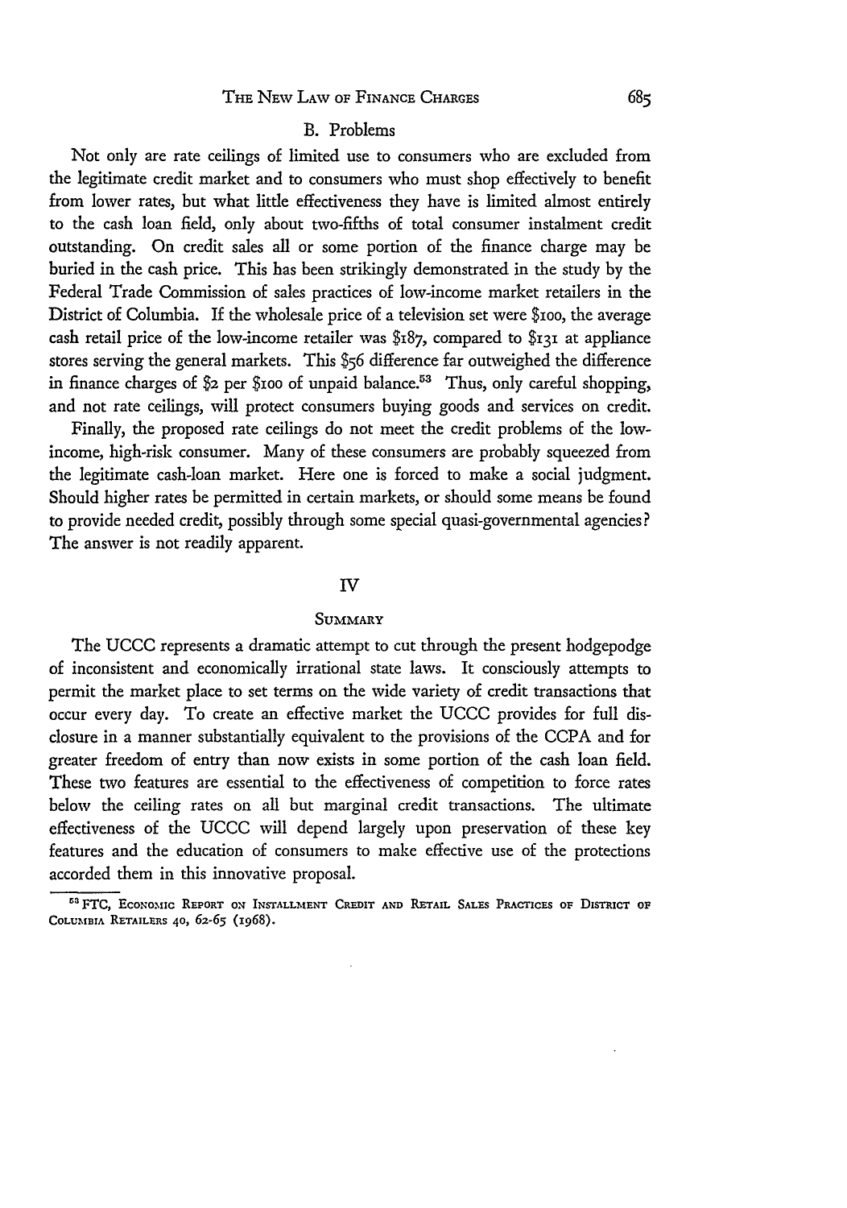### B. Problems

Not only are rate ceilings of limited use to consumers who are excluded from the legitimate credit market and to consumers who must shop effectively to benefit from lower rates, but what little effectiveness they have is limited almost entirely to the cash loan field, only about two-fifths of total consumer instalment credit outstanding. On credit sales all or some portion of the finance charge may be buried in the cash price. This has been strikingly demonstrated in the study by the Federal Trade Commission of sales practices of low-income market retailers in the District of Columbia. If the wholesale price of a television set were $100, the average cash retail price of the low-income retailer was $187, compared to $131 at appliance stores serving the general markets. This $56 difference far outweighed the difference in finance charges of $2 per $100 of unpaid balance.[53] Thus, only careful shopping, and not rate ceilings, will protect consumers buying goods and services on credit.

Finally, the proposed rate ceilings do not meet the credit problems of the low-income, high-risk consumer. Many of these consumers are probably squeezed from the legitimate cash-loan market. Here one is forced to make a social judgment. Should higher rates be permitted in certain markets, or should some means be found to provide needed credit, possibly through some special quasi-governmental agencies? The answer is not readily apparent.

## IV

## Summary

The UCCC represents a dramatic attempt to cut through the present hodgepodge of inconsistent and economically irrational state laws. It consciously attempts to permit the market place to set terms on the wide variety of credit transactions that occur every day. To create an effective market the UCCC provides for full disclosure in a manner substantially equivalent to the provisions of the CCPA and for greater freedom of entry than now exists in some portion of the cash loan field. These two features are essential to the effectiveness of competition to force rates below the ceiling rates on all but marginal credit transactions. The ultimate effectiveness of the UCCC will depend largely upon preservation of these key features and the education of consumers to make effective use of the protections accorded them in this innovative proposal.

---

[53] FTC, Economic Report on Installment Credit and Retail Sales Practices of District of Columbia Retailers 40, 62-65 (1968).